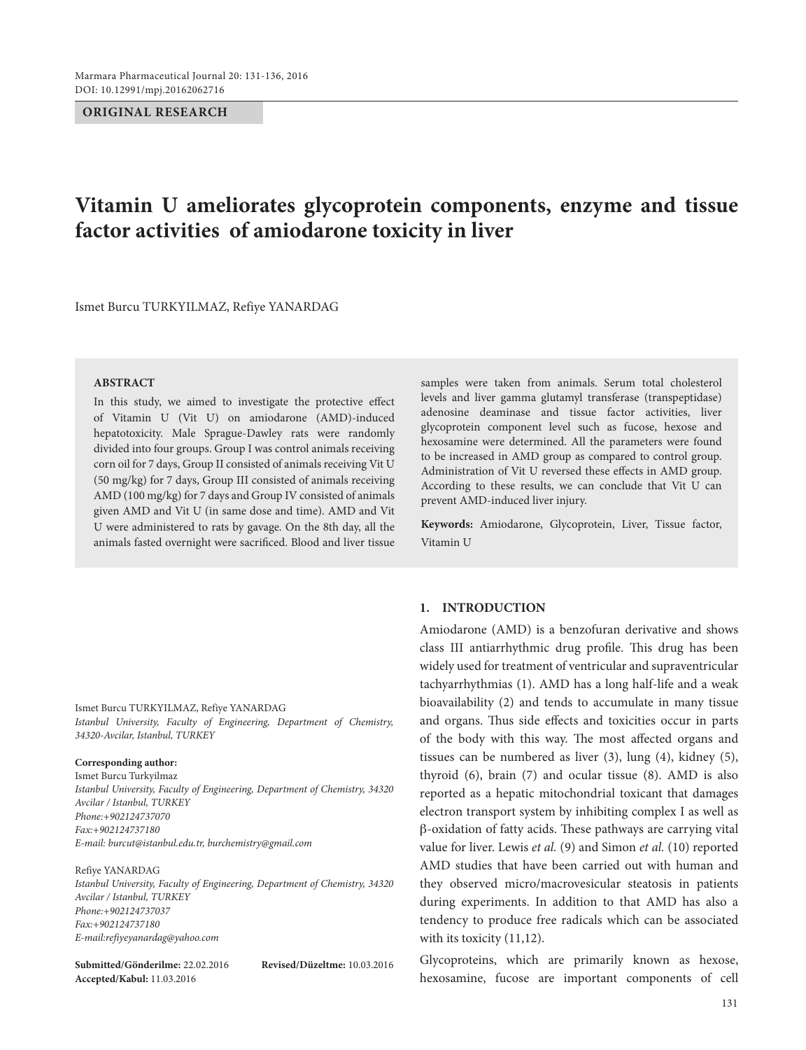**ORIGINAL RESEARCH**

# Vitamin U ameliorates glycoprotein components, enzyme and tissue factor activities of amiodarone toxicity in liver

Ismet Burcu TURKYILMAZ, Refiye YANARDAG

## ABSTRACT

In this study, we aimed to investigate the protective effect of Vitamin U (Vit U) on amiodarone (AMD)-induced hepatotoxicity. Male Sprague-Dawley rats were randomly divided into four groups. Group I was control animals receiving corn oil for 7 days, Group II consisted of animals receiving Vit U (50 mg/kg) for 7 days, Group III consisted of animals receiving AMD (100 mg/kg) for 7 days and Group IV consisted of animals given AMD and Vit U (in same dose and time). AMD and Vit U were administered to rats by gavage. On the 8th day, all the animals fasted overnight were sacrificed. Blood and liver tissue samples were taken from animals. Serum total cholesterol levels and liver gamma glutamyl transferase (transpeptidase) adenosine deaminase and tissue factor activities, liver glycoprotein component level such as fucose, hexose and hexosamine were determined. All the parameters were found to be increased in AMD group as compared to control group. Administration of Vit U reversed these effects in AMD group. According to these results, we can conclude that Vit U can prevent AMD-induced liver injury.

**Keywords:** Amiodarone, Glycoprotein, Liver, Tissue factor, Vitamin U

Ismet Burcu TURKYILMAZ, Refiye YANARDAG
*Istanbul University, Faculty of Engineering, Department of Chemistry, 34320-Avcilar, Istanbul, TURKEY*

**Corresponding author:**
Ismet Burcu Turkyilmaz
*Istanbul University, Faculty of Engineering, Department of Chemistry, 34320 Avcilar / Istanbul, TURKEY*
*Phone:+902124737070*
*Fax:+902124737180*
*E-mail: burcut@istanbul.edu.tr, burchemistry@gmail.com*

Refiye YANARDAG
*Istanbul University, Faculty of Engineering, Department of Chemistry, 34320 Avcilar / Istanbul, TURKEY*
*Phone:+902124737037*
*Fax:+902124737180*
*E-mail:refiyeyanardag@yahoo.com*

**Submitted/Gönderilme:** 22.02.2016 **Revised/Düzeltme:** 10.03.2016
**Accepted/Kabul:** 11.03.2016

## 1. INTRODUCTION

Amiodarone (AMD) is a benzofuran derivative and shows class III antiarrhythmic drug profile. This drug has been widely used for treatment of ventricular and supraventricular tachyarrhythmias (1). AMD has a long half-life and a weak bioavailability (2) and tends to accumulate in many tissue and organs. Thus side effects and toxicities occur in parts of the body with this way. The most affected organs and tissues can be numbered as liver (3), lung (4), kidney (5), thyroid (6), brain (7) and ocular tissue (8). AMD is also reported as a hepatic mitochondrial toxicant that damages electron transport system by inhibiting complex I as well as β-oxidation of fatty acids. These pathways are carrying vital value for liver. Lewis *et al.* (9) and Simon *et al.* (10) reported AMD studies that have been carried out with human and they observed micro/macrovesicular steatosis in patients during experiments. In addition to that AMD has also a tendency to produce free radicals which can be associated with its toxicity (11,12).

Glycoproteins, which are primarily known as hexose, hexosamine, fucose are important components of cell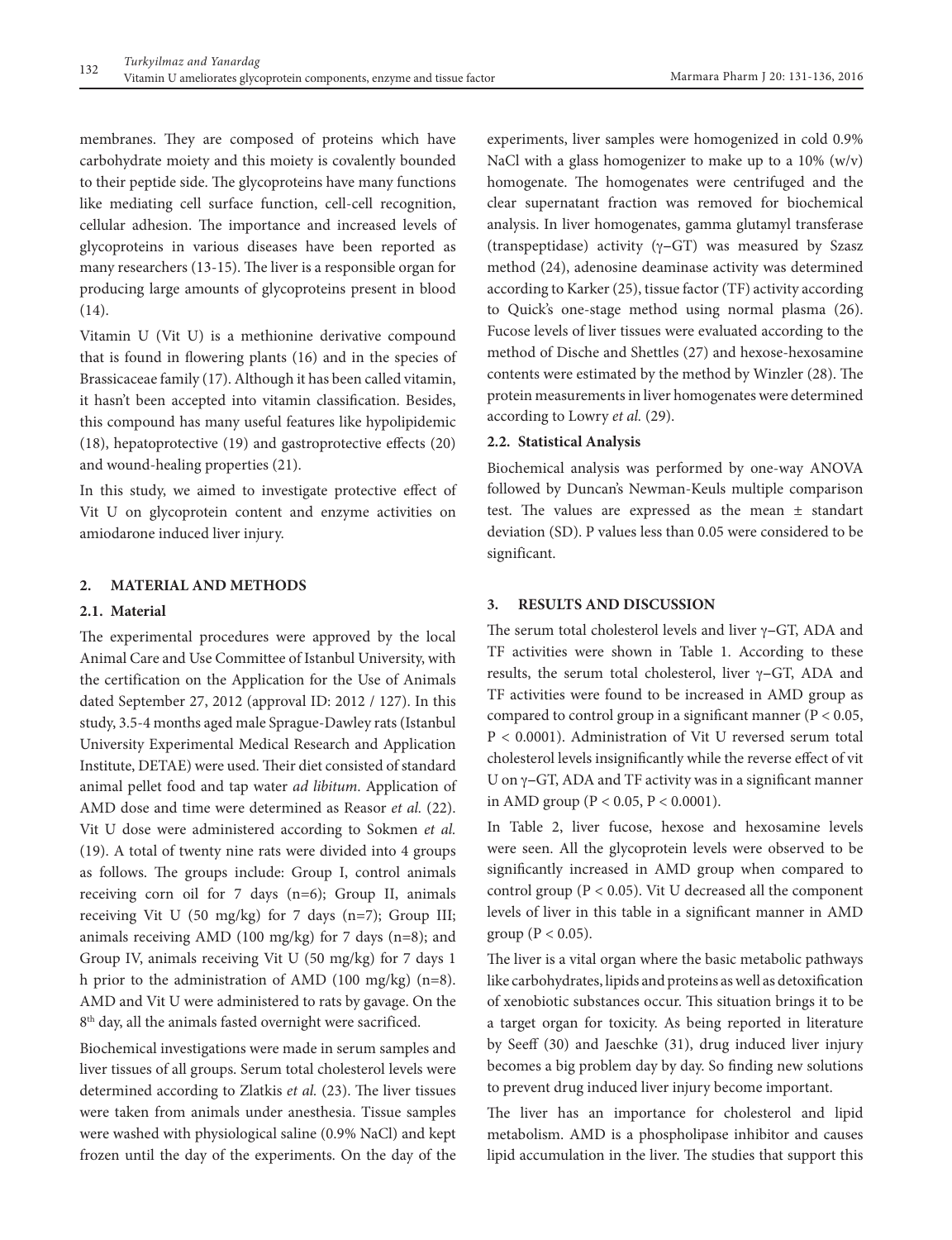membranes. They are composed of proteins which have carbohydrate moiety and this moiety is covalently bounded to their peptide side. The glycoproteins have many functions like mediating cell surface function, cell-cell recognition, cellular adhesion. The importance and increased levels of glycoproteins in various diseases have been reported as many researchers (13-15). The liver is a responsible organ for producing large amounts of glycoproteins present in blood (14).

Vitamin U (Vit U) is a methionine derivative compound that is found in flowering plants (16) and in the species of Brassicaceae family (17). Although it has been called vitamin, it hasn't been accepted into vitamin classification. Besides, this compound has many useful features like hypolipidemic (18), hepatoprotective (19) and gastroprotective effects (20) and wound-healing properties (21).

In this study, we aimed to investigate protective effect of Vit U on glycoprotein content and enzyme activities on amiodarone induced liver injury.

## 2. MATERIAL AND METHODS

### 2.1. Material

The experimental procedures were approved by the local Animal Care and Use Committee of Istanbul University, with the certification on the Application for the Use of Animals dated September 27, 2012 (approval ID: 2012 / 127). In this study, 3.5-4 months aged male Sprague-Dawley rats (Istanbul University Experimental Medical Research and Application Institute, DETAE) were used. Their diet consisted of standard animal pellet food and tap water *ad libitum*. Application of AMD dose and time were determined as Reasor *et al.* (22). Vit U dose were administered according to Sokmen *et al.* (19). A total of twenty nine rats were divided into 4 groups as follows. The groups include: Group I, control animals receiving corn oil for 7 days (n=6); Group II, animals receiving Vit U (50 mg/kg) for 7 days (n=7); Group III; animals receiving AMD (100 mg/kg) for 7 days (n=8); and Group IV, animals receiving Vit U (50 mg/kg) for 7 days 1 h prior to the administration of AMD (100 mg/kg) (n=8). AMD and Vit U were administered to rats by gavage. On the 8th day, all the animals fasted overnight were sacrificed.

Biochemical investigations were made in serum samples and liver tissues of all groups. Serum total cholesterol levels were determined according to Zlatkis *et al.* (23). The liver tissues were taken from animals under anesthesia. Tissue samples were washed with physiological saline (0.9% NaCl) and kept frozen until the day of the experiments. On the day of the experiments, liver samples were homogenized in cold 0.9% NaCl with a glass homogenizer to make up to a 10% (w/v) homogenate. The homogenates were centrifuged and the clear supernatant fraction was removed for biochemical analysis. In liver homogenates, gamma glutamyl transferase (transpeptidase) activity (γ–GT) was measured by Szasz method (24), adenosine deaminase activity was determined according to Karker (25), tissue factor (TF) activity according to Quick's one-stage method using normal plasma (26). Fucose levels of liver tissues were evaluated according to the method of Dische and Shettles (27) and hexose-hexosamine contents were estimated by the method by Winzler (28). The protein measurements in liver homogenates were determined according to Lowry *et al.* (29).

### 2.2. Statistical Analysis

Biochemical analysis was performed by one-way ANOVA followed by Duncan's Newman-Keuls multiple comparison test. The values are expressed as the mean ± standart deviation (SD). P values less than 0.05 were considered to be significant.

## 3. RESULTS AND DISCUSSION

The serum total cholesterol levels and liver γ–GT, ADA and TF activities were shown in Table 1. According to these results, the serum total cholesterol, liver γ–GT, ADA and TF activities were found to be increased in AMD group as compared to control group in a significant manner ($P < 0.05$, $P < 0.0001$). Administration of Vit U reversed serum total cholesterol levels insignificantly while the reverse effect of vit U on γ–GT, ADA and TF activity was in a significant manner in AMD group ($P < 0.05$, $P < 0.0001$).

In Table 2, liver fucose, hexose and hexosamine levels were seen. All the glycoprotein levels were observed to be significantly increased in AMD group when compared to control group ($P < 0.05$). Vit U decreased all the component levels of liver in this table in a significant manner in AMD group ($P < 0.05$).

The liver is a vital organ where the basic metabolic pathways like carbohydrates, lipids and proteins as well as detoxification of xenobiotic substances occur. This situation brings it to be a target organ for toxicity. As being reported in literature by Seeff (30) and Jaeschke (31), drug induced liver injury becomes a big problem day by day. So finding new solutions to prevent drug induced liver injury become important.

The liver has an importance for cholesterol and lipid metabolism. AMD is a phospholipase inhibitor and causes lipid accumulation in the liver. The studies that support this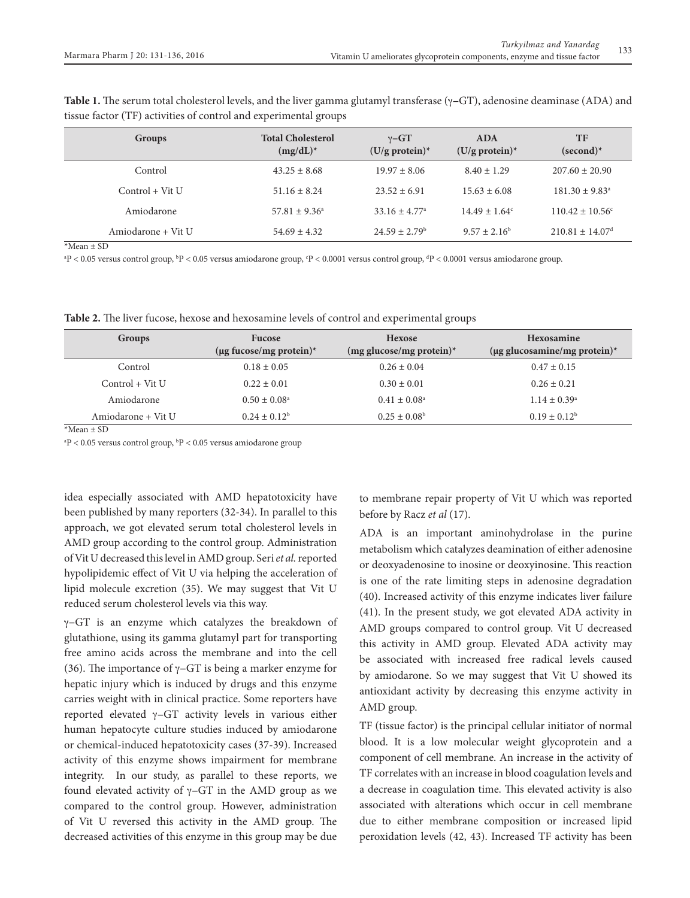**Table 1.** The serum total cholesterol levels, and the liver gamma glutamyl transferase (γ–GT), adenosine deaminase (ADA) and tissue factor (TF) activities of control and experimental groups

| Groups | Total Cholesterol (mg/dL)* | γ–GT (U/g protein)* | ADA (U/g protein)* | TF (second)* |
|---|---|---|---|---|
| Control | 43.25 ± 8.68 | 19.97 ± 8.06 | 8.40 ± 1.29 | 207.60 ± 20.90 |
| Control + Vit U | 51.16 ± 8.24 | 23.52 ± 6.91 | 15.63 ± 6.08 | 181.30 ± 9.83[a] |
| Amiodarone | 57.81 ± 9.36[a] | 33.16 ± 4.77[a] | 14.49 ± 1.64[c] | 110.42 ± 10.56[c] |
| Amiodarone + Vit U | 54.69 ± 4.32 | 24.59 ± 2.79[b] | 9.57 ± 2.16[b] | 210.81 ± 14.07[d] |

*Mean ± SD

[a]$P < 0.05$ versus control group, [b]$P < 0.05$ versus amiodarone group, [c]$P < 0.0001$ versus control group, [d]$P < 0.0001$ versus amiodarone group.

**Table 2.** The liver fucose, hexose and hexosamine levels of control and experimental groups

| Groups | Fucose (µg fucose/mg protein)* | Hexose (mg glucose/mg protein)* | Hexosamine (µg glucosamine/mg protein)* |
|---|---|---|---|
| Control | 0.18 ± 0.05 | 0.26 ± 0.04 | 0.47 ± 0.15 |
| Control + Vit U | 0.22 ± 0.01 | 0.30 ± 0.01 | 0.26 ± 0.21 |
| Amiodarone | 0.50 ± 0.08[a] | 0.41 ± 0.08[a] | 1.14 ± 0.39[a] |
| Amiodarone + Vit U | 0.24 ± 0.12[b] | 0.25 ± 0.08[b] | 0.19 ± 0.12[b] |

*Mean ± SD

[a]$P < 0.05$ versus control group, [b]$P < 0.05$ versus amiodarone group

idea especially associated with AMD hepatotoxicity have been published by many reporters (32-34). In parallel to this approach, we got elevated serum total cholesterol levels in AMD group according to the control group. Administration of Vit U decreased this level in AMD group. Seri *et al.* reported hypolipidemic effect of Vit U via helping the acceleration of lipid molecule excretion (35). We may suggest that Vit U reduced serum cholesterol levels via this way.

γ–GT is an enzyme which catalyzes the breakdown of glutathione, using its gamma glutamyl part for transporting free amino acids across the membrane and into the cell (36). The importance of γ–GT is being a marker enzyme for hepatic injury which is induced by drugs and this enzyme carries weight with in clinical practice. Some reporters have reported elevated γ–GT activity levels in various either human hepatocyte culture studies induced by amiodarone or chemical-induced hepatotoxicity cases (37-39). Increased activity of this enzyme shows impairment for membrane integrity. In our study, as parallel to these reports, we found elevated activity of γ–GT in the AMD group as we compared to the control group. However, administration of Vit U reversed this activity in the AMD group. The decreased activities of this enzyme in this group may be due to membrane repair property of Vit U which was reported before by Racz *et al* (17).

ADA is an important aminohydrolase in the purine metabolism which catalyzes deamination of either adenosine or deoxyadenosine to inosine or deoxyinosine. This reaction is one of the rate limiting steps in adenosine degradation (40). Increased activity of this enzyme indicates liver failure (41). In the present study, we got elevated ADA activity in AMD groups compared to control group. Vit U decreased this activity in AMD group. Elevated ADA activity may be associated with increased free radical levels caused by amiodarone. So we may suggest that Vit U showed its antioxidant activity by decreasing this enzyme activity in AMD group.

TF (tissue factor) is the principal cellular initiator of normal blood. It is a low molecular weight glycoprotein and a component of cell membrane. An increase in the activity of TF correlates with an increase in blood coagulation levels and a decrease in coagulation time. This elevated activity is also associated with alterations which occur in cell membrane due to either membrane composition or increased lipid peroxidation levels (42, 43). Increased TF activity has been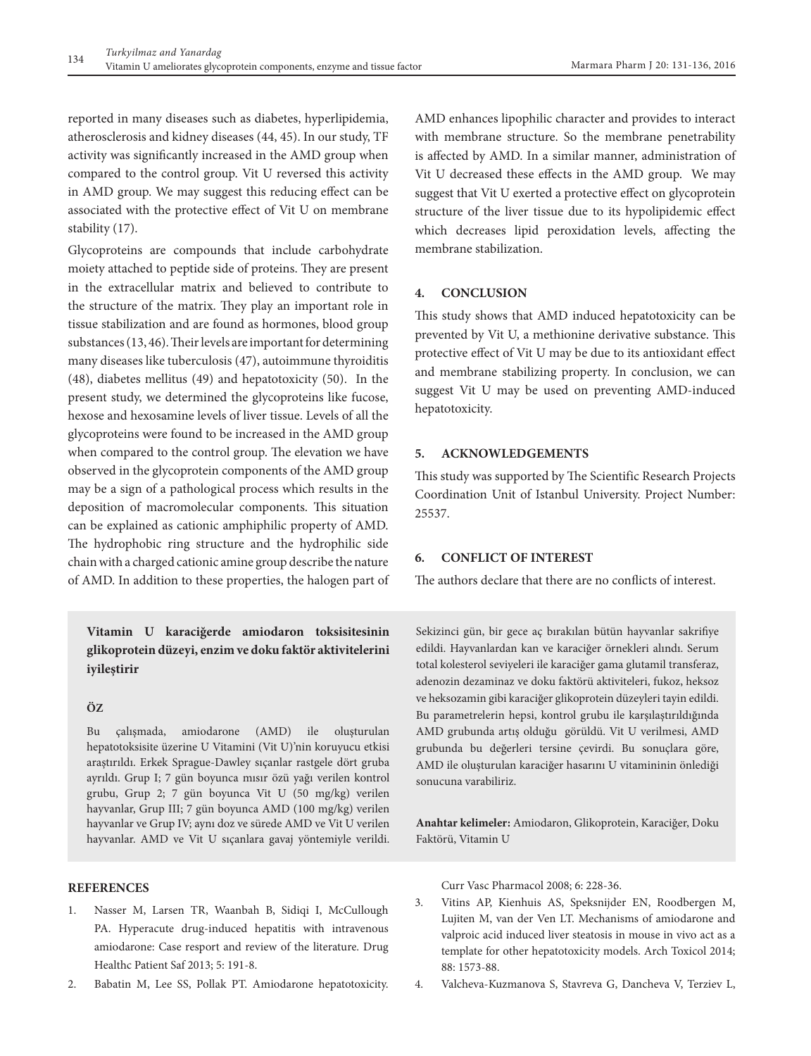reported in many diseases such as diabetes, hyperlipidemia, atherosclerosis and kidney diseases (44, 45). In our study, TF activity was significantly increased in the AMD group when compared to the control group. Vit U reversed this activity in AMD group. We may suggest this reducing effect can be associated with the protective effect of Vit U on membrane stability (17).

Glycoproteins are compounds that include carbohydrate moiety attached to peptide side of proteins. They are present in the extracellular matrix and believed to contribute to the structure of the matrix. They play an important role in tissue stabilization and are found as hormones, blood group substances (13, 46). Their levels are important for determining many diseases like tuberculosis (47), autoimmune thyroiditis (48), diabetes mellitus (49) and hepatotoxicity (50). In the present study, we determined the glycoproteins like fucose, hexose and hexosamine levels of liver tissue. Levels of all the glycoproteins were found to be increased in the AMD group when compared to the control group. The elevation we have observed in the glycoprotein components of the AMD group may be a sign of a pathological process which results in the deposition of macromolecular components. This situation can be explained as cationic amphiphilic property of AMD. The hydrophobic ring structure and the hydrophilic side chain with a charged cationic amine group describe the nature of AMD. In addition to these properties, the halogen part of AMD enhances lipophilic character and provides to interact with membrane structure. So the membrane penetrability is affected by AMD. In a similar manner, administration of Vit U decreased these effects in the AMD group. We may suggest that Vit U exerted a protective effect on glycoprotein structure of the liver tissue due to its hypolipidemic effect which decreases lipid peroxidation levels, affecting the membrane stabilization.

## 4. CONCLUSION

This study shows that AMD induced hepatotoxicity can be prevented by Vit U, a methionine derivative substance. This protective effect of Vit U may be due to its antioxidant effect and membrane stabilizing property. In conclusion, we can suggest Vit U may be used on preventing AMD-induced hepatotoxicity.

## 5. ACKNOWLEDGEMENTS

This study was supported by The Scientific Research Projects Coordination Unit of Istanbul University. Project Number: 25537.

## 6. CONFLICT OF INTEREST

The authors declare that there are no conflicts of interest.

## Vitamin U karaciğerde amiodaron toksisitesinin glikoprotein düzeyi, enzim ve doku faktör aktivitelerini iyileştirir

### ÖZ

Bu çalışmada, amiodarone (AMD) ile oluşturulan hepatotoksisite üzerine U Vitamini (Vit U)'nin koruyucu etkisi araştırıldı. Erkek Sprague-Dawley sıçanlar rastgele dört gruba ayrıldı. Grup I; 7 gün boyunca mısır özü yağı verilen kontrol grubu, Grup 2; 7 gün boyunca Vit U (50 mg/kg) verilen hayvanlar, Grup III; 7 gün boyunca AMD (100 mg/kg) verilen hayvanlar ve Grup IV; aynı doz ve sürede AMD ve Vit U verilen hayvanlar. AMD ve Vit U sıçanlara gavaj yöntemiyle verildi. Sekizinci gün, bir gece aç bırakılan bütün hayvanlar sakrifiye edildi. Hayvanlardan kan ve karaciğer örnekleri alındı. Serum total kolesterol seviyeleri ile karaciğer gama glutamil transferaz, adenozin dezaminaz ve doku faktörü aktiviteleri, fukoz, heksoz ve heksozamin gibi karaciğer glikoprotein düzeyleri tayin edildi. Bu parametrelerin hepsi, kontrol grubu ile karşılaştırıldığında AMD grubunda artış olduğu görüldü. Vit U verilmesi, AMD grubunda bu değerleri tersine çevirdi. Bu sonuçlara göre, AMD ile oluşturulan karaciğer hasarını U vitamininin önlediği sonucuna varabiliriz.

**Anahtar kelimeler:** Amiodaron, Glikoprotein, Karaciğer, Doku Faktörü, Vitamin U

## REFERENCES

1. Nasser M, Larsen TR, Waanbah B, Sidiqi I, McCullough PA. Hyperacute drug-induced hepatitis with intravenous amiodarone: Case resport and review of the literature. Drug Healthc Patient Saf 2013; 5: 191-8.
2. Babatin M, Lee SS, Pollak PT. Amiodarone hepatotoxicity. Curr Vasc Pharmacol 2008; 6: 228-36.
3. Vitins AP, Kienhuis AS, Speksnijder EN, Roodbergen M, Lujiten M, van der Ven LT. Mechanisms of amiodarone and valproic acid induced liver steatosis in mouse in vivo act as a template for other hepatotoxicity models. Arch Toxicol 2014; 88: 1573-88.
4. Valcheva-Kuzmanova S, Stavreva G, Dancheva V, Terziev L,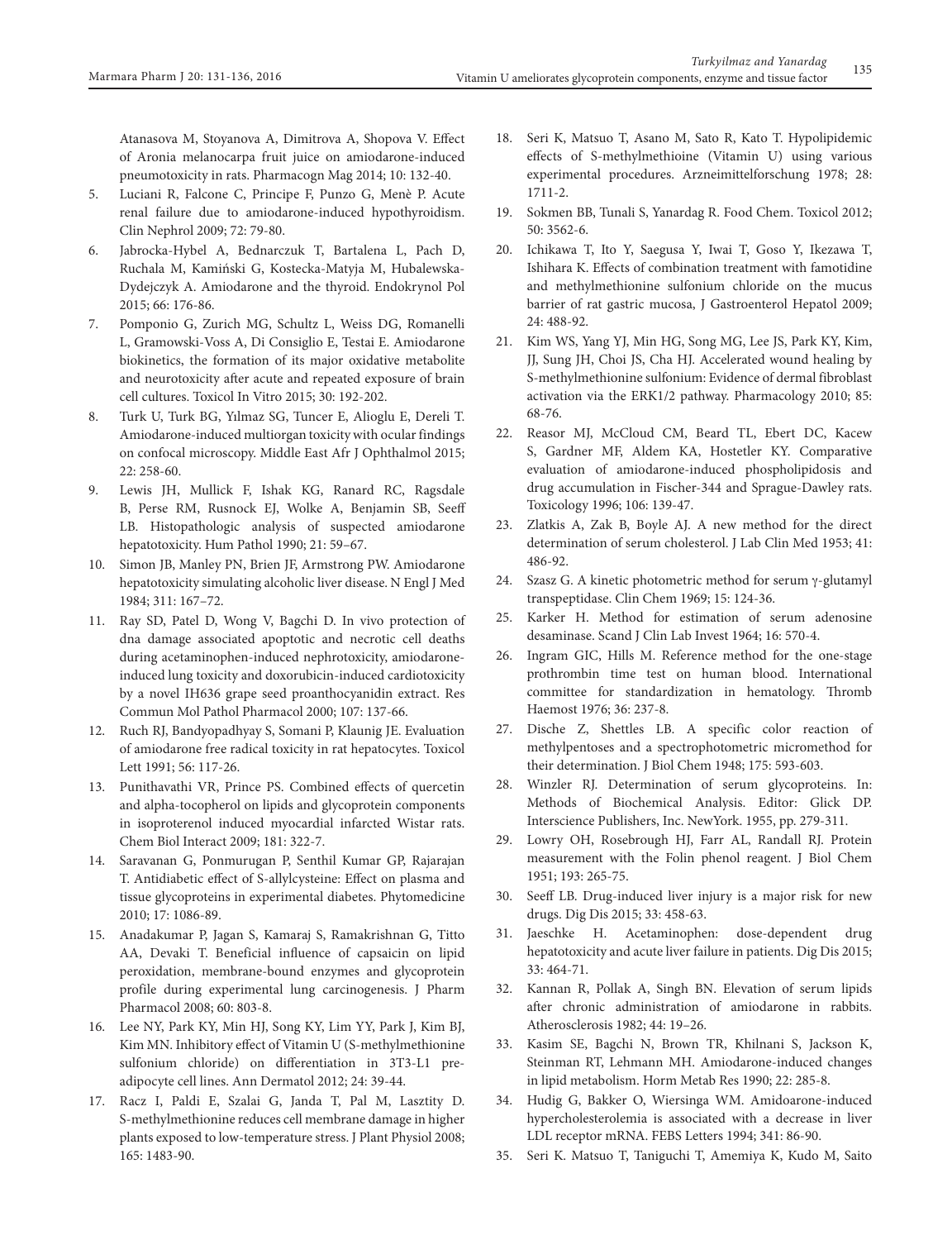Atanasova M, Stoyanova A, Dimitrova A, Shopova V. Effect of Aronia melanocarpa fruit juice on amiodarone-induced pneumotoxicity in rats. Pharmacogn Mag 2014; 10: 132-40.

5. Luciani R, Falcone C, Principe F, Punzo G, Menè P. Acute renal failure due to amiodarone-induced hypothyroidism. Clin Nephrol 2009; 72: 79-80.
6. Jabrocka-Hybel A, Bednarczuk T, Bartalena L, Pach D, Ruchala M, Kamiński G, Kostecka-Matyja M, Hubalewska-Dydejczyk A. Amiodarone and the thyroid. Endokrynol Pol 2015; 66: 176-86.
7. Pomponio G, Zurich MG, Schultz L, Weiss DG, Romanelli L, Gramowski-Voss A, Di Consiglio E, Testai E. Amiodarone biokinetics, the formation of its major oxidative metabolite and neurotoxicity after acute and repeated exposure of brain cell cultures. Toxicol In Vitro 2015; 30: 192-202.
8. Turk U, Turk BG, Yılmaz SG, Tuncer E, Alioglu E, Dereli T. Amiodarone-induced multiorgan toxicity with ocular findings on confocal microscopy. Middle East Afr J Ophthalmol 2015; 22: 258-60.
9. Lewis JH, Mullick F, Ishak KG, Ranard RC, Ragsdale B, Perse RM, Rusnock EJ, Wolke A, Benjamin SB, Seeff LB. Histopathologic analysis of suspected amiodarone hepatotoxicity. Hum Pathol 1990; 21: 59–67.
10. Simon JB, Manley PN, Brien JF, Armstrong PW. Amiodarone hepatotoxicity simulating alcoholic liver disease. N Engl J Med 1984; 311: 167–72.
11. Ray SD, Patel D, Wong V, Bagchi D. In vivo protection of dna damage associated apoptotic and necrotic cell deaths during acetaminophen-induced nephrotoxicity, amiodarone-induced lung toxicity and doxorubicin-induced cardiotoxicity by a novel IH636 grape seed proanthocyanidin extract. Res Commun Mol Pathol Pharmacol 2000; 107: 137-66.
12. Ruch RJ, Bandyopadhyay S, Somani P, Klaunig JE. Evaluation of amiodarone free radical toxicity in rat hepatocytes. Toxicol Lett 1991; 56: 117-26.
13. Punithavathi VR, Prince PS. Combined effects of quercetin and alpha-tocopherol on lipids and glycoprotein components in isoproterenol induced myocardial infarcted Wistar rats. Chem Biol Interact 2009; 181: 322-7.
14. Saravanan G, Ponmurugan P, Senthil Kumar GP, Rajarajan T. Antidiabetic effect of S-allylcysteine: Effect on plasma and tissue glycoproteins in experimental diabetes. Phytomedicine 2010; 17: 1086-89.
15. Anadakumar P, Jagan S, Kamaraj S, Ramakrishnan G, Titto AA, Devaki T. Beneficial influence of capsaicin on lipid peroxidation, membrane-bound enzymes and glycoprotein profile during experimental lung carcinogenesis. J Pharm Pharmacol 2008; 60: 803-8.
16. Lee NY, Park KY, Min HJ, Song KY, Lim YY, Park J, Kim BJ, Kim MN. Inhibitory effect of Vitamin U (S-methylmethionine sulfonium chloride) on differentiation in 3T3-L1 pre-adipocyte cell lines. Ann Dermatol 2012; 24: 39-44.
17. Racz I, Paldi E, Szalai G, Janda T, Pal M, Lasztity D. S-methylmethionine reduces cell membrane damage in higher plants exposed to low-temperature stress. J Plant Physiol 2008; 165: 1483-90.
18. Seri K, Matsuo T, Asano M, Sato R, Kato T. Hypolipidemic effects of S-methylmethioine (Vitamin U) using various experimental procedures. Arzneimittelforschung 1978; 28: 1711-2.
19. Sokmen BB, Tunali S, Yanardag R. Food Chem. Toxicol 2012; 50: 3562-6.
20. Ichikawa T, Ito Y, Saegusa Y, Iwai T, Goso Y, Ikezawa T, Ishihara K. Effects of combination treatment with famotidine and methylmethionine sulfonium chloride on the mucus barrier of rat gastric mucosa, J Gastroenterol Hepatol 2009; 24: 488-92.
21. Kim WS, Yang YJ, Min HG, Song MG, Lee JS, Park KY, Kim, JJ, Sung JH, Choi JS, Cha HJ. Accelerated wound healing by S-methylmethionine sulfonium: Evidence of dermal fibroblast activation via the ERK1/2 pathway. Pharmacology 2010; 85: 68-76.
22. Reasor MJ, McCloud CM, Beard TL, Ebert DC, Kacew S, Gardner MF, Aldem KA, Hostetler KY. Comparative evaluation of amiodarone-induced phospholipidosis and drug accumulation in Fischer-344 and Sprague-Dawley rats. Toxicology 1996; 106: 139-47.
23. Zlatkis A, Zak B, Boyle AJ. A new method for the direct determination of serum cholesterol. J Lab Clin Med 1953; 41: 486-92.
24. Szasz G. A kinetic photometric method for serum γ-glutamyl transpeptidase. Clin Chem 1969; 15: 124-36.
25. Karker H. Method for estimation of serum adenosine desaminase. Scand J Clin Lab Invest 1964; 16: 570-4.
26. Ingram GIC, Hills M. Reference method for the one-stage prothrombin time test on human blood. International committee for standardization in hematology. Thromb Haemost 1976; 36: 237-8.
27. Dische Z, Shettles LB. A specific color reaction of methylpentoses and a spectrophotometric micromethod for their determination. J Biol Chem 1948; 175: 593-603.
28. Winzler RJ. Determination of serum glycoproteins. In: Methods of Biochemical Analysis. Editor: Glick DP. Interscience Publishers, Inc. NewYork. 1955, pp. 279-311.
29. Lowry OH, Rosebrough HJ, Farr AL, Randall RJ. Protein measurement with the Folin phenol reagent. J Biol Chem 1951; 193: 265-75.
30. Seeff LB. Drug-induced liver injury is a major risk for new drugs. Dig Dis 2015; 33: 458-63.
31. Jaeschke H. Acetaminophen: dose-dependent drug hepatotoxicity and acute liver failure in patients. Dig Dis 2015; 33: 464-71.
32. Kannan R, Pollak A, Singh BN. Elevation of serum lipids after chronic administration of amiodarone in rabbits. Atherosclerosis 1982; 44: 19–26.
33. Kasim SE, Bagchi N, Brown TR, Khilnani S, Jackson K, Steinman RT, Lehmann MH. Amiodarone-induced changes in lipid metabolism. Horm Metab Res 1990; 22: 285-8.
34. Hudig G, Bakker O, Wiersinga WM. Amidoarone-induced hypercholesterolemia is associated with a decrease in liver LDL receptor mRNA. FEBS Letters 1994; 341: 86-90.
35. Seri K. Matsuo T, Taniguchi T, Amemiya K, Kudo M, Saito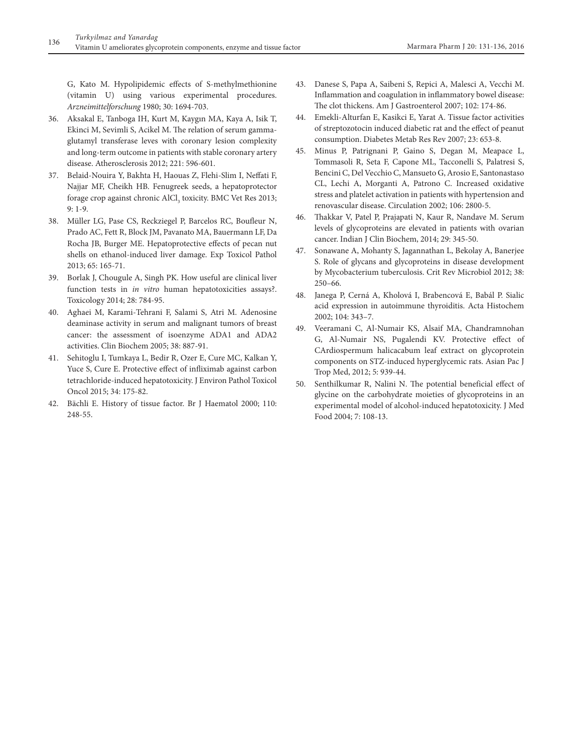G, Kato M. Hypolipidemic effects of S-methylmethionine (vitamin U) using various experimental procedures. *Arzneimittelforschung* 1980; 30: 1694-703.

36. Aksakal E, Tanboga IH, Kurt M, Kaygın MA, Kaya A, Isik T, Ekinci M, Sevimli S, Acikel M. The relation of serum gamma-glutamyl transferase leves with coronary lesion complexity and long-term outcome in patients with stable coronary artery disease. Atherosclerosis 2012; 221: 596-601.
37. Belaid-Nouira Y, Bakhta H, Haouas Z, Flehi-Slim I, Neffati F, Najjar MF, Cheikh HB. Fenugreek seeds, a hepatoprotector forage crop against chronic $AlCl_3$ toxicity. BMC Vet Res 2013; 9: 1-9.
38. Müller LG, Pase CS, Reckziegel P, Barcelos RC, Boufleur N, Prado AC, Fett R, Block JM, Pavanato MA, Bauermann LF, Da Rocha JB, Burger ME. Hepatoprotective effects of pecan nut shells on ethanol-induced liver damage. Exp Toxicol Pathol 2013; 65: 165-71.
39. Borlak J, Chougule A, Singh PK. How useful are clinical liver function tests in *in vitro* human hepatotoxicities assays?. Toxicology 2014; 28: 784-95.
40. Aghaei M, Karami-Tehrani F, Salami S, Atri M. Adenosine deaminase activity in serum and malignant tumors of breast cancer: the assessment of isoenzyme ADA1 and ADA2 activities. Clin Biochem 2005; 38: 887-91.
41. Sehitoglu I, Tumkaya L, Bedir R, Ozer E, Cure MC, Kalkan Y, Yuce S, Cure E. Protective effect of infliximab against carbon tetrachloride-induced hepatotoxicity. J Environ Pathol Toxicol Oncol 2015; 34: 175-82.
42. Bächli E. History of tissue factor. Br J Haematol 2000; 110: 248-55.
43. Danese S, Papa A, Saibeni S, Repici A, Malesci A, Vecchi M. Inflammation and coagulation in inflammatory bowel disease: The clot thickens. Am J Gastroenterol 2007; 102: 174-86.
44. Emekli-Alturfan E, Kasikci E, Yarat A. Tissue factor activities of streptozotocin induced diabetic rat and the effect of peanut consumption. Diabetes Metab Res Rev 2007; 23: 653-8.
45. Minus P, Patrignani P, Gaino S, Degan M, Meapace L, Tommasoli R, Seta F, Capone ML, Tacconelli S, Palatresi S, Bencini C, Del Vecchio C, Mansueto G, Arosio E, Santonastaso CL, Lechi A, Morganti A, Patrono C. Increased oxidative stress and platelet activation in patients with hypertension and renovascular disease. Circulation 2002; 106: 2800-5.
46. Thakkar V, Patel P, Prajapati N, Kaur R, Nandave M. Serum levels of glycoproteins are elevated in patients with ovarian cancer. Indian J Clin Biochem, 2014; 29: 345-50.
47. Sonawane A, Mohanty S, Jagannathan L, Bekolay A, Banerjee S. Role of glycans and glycoproteins in disease development by Mycobacterium tuberculosis. Crit Rev Microbiol 2012; 38: 250–66.
48. Janega P, Cerná A, Kholová I, Brabencová E, Babál P. Sialic acid expression in autoimmune thyroiditis. Acta Histochem 2002; 104: 343–7.
49. Veeramani C, Al-Numair KS, Alsaif MA, Chandramnohan G, Al-Numair NS, Pugalendi KV. Protective effect of CArdiospermum halicacabum leaf extract on glycoprotein components on STZ-induced hyperglycemic rats. Asian Pac J Trop Med, 2012; 5: 939-44.
50. Senthilkumar R, Nalini N. The potential beneficial effect of glycine on the carbohydrate moieties of glycoproteins in an experimental model of alcohol-induced hepatotoxicity. J Med Food 2004; 7: 108-13.